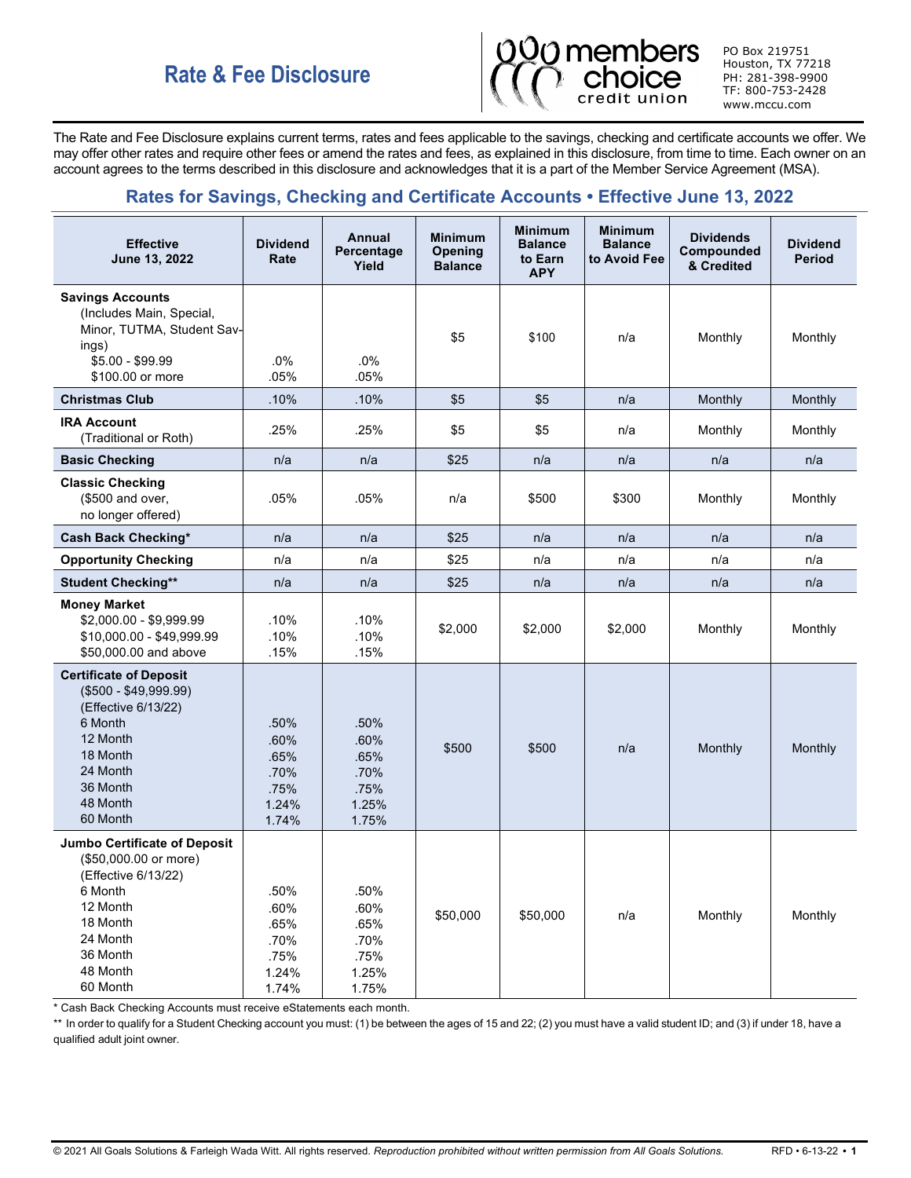# Rate & Fee Disclosure

members choice credit union

PO Box 219751
Houston, TX 77218
PH: 281-398-9900
TF: 800-753-2428
www.mccu.com

The Rate and Fee Disclosure explains current terms, rates and fees applicable to the savings, checking and certificate accounts we offer. We may offer other rates and require other fees or amend the rates and fees, as explained in this disclosure, from time to time. Each owner on an account agrees to the terms described in this disclosure and acknowledges that it is a part of the Member Service Agreement (MSA).

## Rates for Savings, Checking and Certificate Accounts • Effective June 13, 2022

| Effective June 13, 2022 | Dividend Rate | Annual Percentage Yield | Minimum Opening Balance | Minimum Balance to Earn APY | Minimum Balance to Avoid Fee | Dividends Compounded & Credited | Dividend Period |
|---|---|---|---|---|---|---|---|
| **Savings Accounts** (Includes Main, Special, Minor, TUTMA, Student Savings)<br>$5.00 - $99.99<br>$100.00 or more | <br>.0%<br>.05% | <br>.0%<br>.05% | $5 | $100 | n/a | Monthly | Monthly |
| **Christmas Club** | .10% | .10% | $5 | $5 | n/a | Monthly | Monthly |
| **IRA Account** (Traditional or Roth) | .25% | .25% | $5 | $5 | n/a | Monthly | Monthly |
| **Basic Checking** | n/a | n/a | $25 | n/a | n/a | n/a | n/a |
| **Classic Checking** ($500 and over, no longer offered) | .05% | .05% | n/a | $500 | $300 | Monthly | Monthly |
| **Cash Back Checking*** | n/a | n/a | $25 | n/a | n/a | n/a | n/a |
| **Opportunity Checking** | n/a | n/a | $25 | n/a | n/a | n/a | n/a |
| **Student Checking**** | n/a | n/a | $25 | n/a | n/a | n/a | n/a |
| **Money Market**<br>$2,000.00 - $9,999.99<br>$10,000.00 - $49,999.99<br>$50,000.00 and above | <br>.10%<br>.10%<br>.15% | <br>.10%<br>.10%<br>.15% | $2,000 | $2,000 | $2,000 | Monthly | Monthly |
| **Certificate of Deposit** ($500 - $49,999.99) (Effective 6/13/22)<br>6 Month<br>12 Month<br>18 Month<br>24 Month<br>36 Month<br>48 Month<br>60 Month | <br>.50%<br>.60%<br>.65%<br>.70%<br>.75%<br>1.24%<br>1.74% | <br>.50%<br>.60%<br>.65%<br>.70%<br>.75%<br>1.25%<br>1.75% | $500 | $500 | n/a | Monthly | Monthly |
| **Jumbo Certificate of Deposit** ($50,000.00 or more) (Effective 6/13/22)<br>6 Month<br>12 Month<br>18 Month<br>24 Month<br>36 Month<br>48 Month<br>60 Month | <br>.50%<br>.60%<br>.65%<br>.70%<br>.75%<br>1.24%<br>1.74% | <br>.50%<br>.60%<br>.65%<br>.70%<br>.75%<br>1.25%<br>1.75% | $50,000 | $50,000 | n/a | Monthly | Monthly |

\* Cash Back Checking Accounts must receive eStatements each month.

\*\* In order to qualify for a Student Checking account you must: (1) be between the ages of 15 and 22; (2) you must have a valid student ID; and (3) if under 18, have a qualified adult joint owner.

© 2021 All Goals Solutions & Farleigh Wada Witt. All rights reserved. *Reproduction prohibited without written permission from All Goals Solutions.* RFD • 6-13-22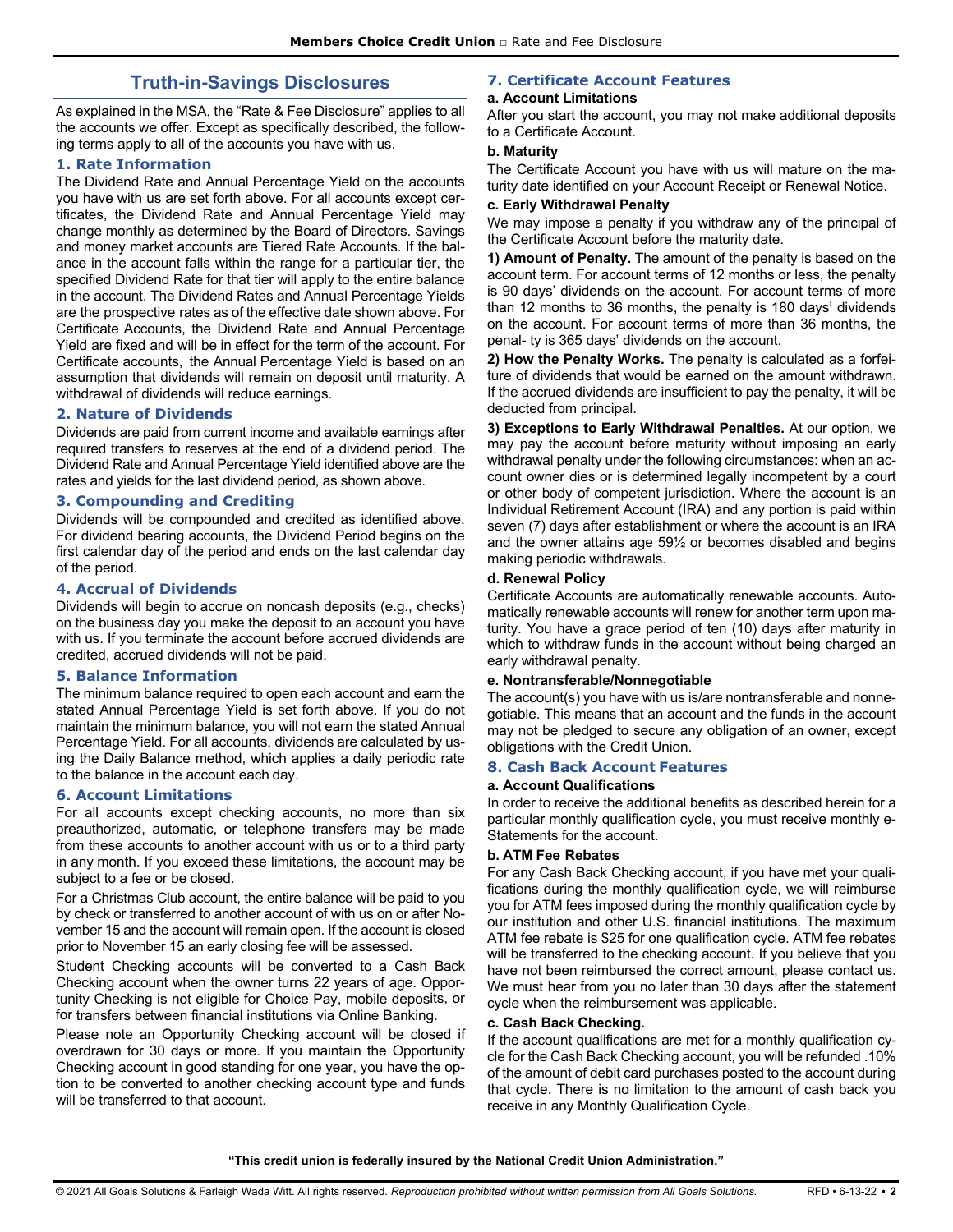## Truth-in-Savings Disclosures

As explained in the MSA, the "Rate & Fee Disclosure" applies to all the accounts we offer. Except as specifically described, the following terms apply to all of the accounts you have with us.

### 1. Rate Information

The Dividend Rate and Annual Percentage Yield on the accounts you have with us are set forth above. For all accounts except certificates, the Dividend Rate and Annual Percentage Yield may change monthly as determined by the Board of Directors. Savings and money market accounts are Tiered Rate Accounts. If the balance in the account falls within the range for a particular tier, the specified Dividend Rate for that tier will apply to the entire balance in the account. The Dividend Rates and Annual Percentage Yields are the prospective rates as of the effective date shown above. For Certificate Accounts, the Dividend Rate and Annual Percentage Yield are fixed and will be in effect for the term of the account. For Certificate accounts, the Annual Percentage Yield is based on an assumption that dividends will remain on deposit until maturity. A withdrawal of dividends will reduce earnings.

### 2. Nature of Dividends

Dividends are paid from current income and available earnings after required transfers to reserves at the end of a dividend period. The Dividend Rate and Annual Percentage Yield identified above are the rates and yields for the last dividend period, as shown above.

### 3. Compounding and Crediting

Dividends will be compounded and credited as identified above. For dividend bearing accounts, the Dividend Period begins on the first calendar day of the period and ends on the last calendar day of the period.

### 4. Accrual of Dividends

Dividends will begin to accrue on noncash deposits (e.g., checks) on the business day you make the deposit to an account you have with us. If you terminate the account before accrued dividends are credited, accrued dividends will not be paid.

### 5. Balance Information

The minimum balance required to open each account and earn the stated Annual Percentage Yield is set forth above. If you do not maintain the minimum balance, you will not earn the stated Annual Percentage Yield. For all accounts, dividends are calculated by using the Daily Balance method, which applies a daily periodic rate to the balance in the account each day.

### 6. Account Limitations

For all accounts except checking accounts, no more than six preauthorized, automatic, or telephone transfers may be made from these accounts to another account with us or to a third party in any month. If you exceed these limitations, the account may be subject to a fee or be closed.

For a Christmas Club account, the entire balance will be paid to you by check or transferred to another account of with us on or after November 15 and the account will remain open. If the account is closed prior to November 15 an early closing fee will be assessed.

Student Checking accounts will be converted to a Cash Back Checking account when the owner turns 22 years of age. Opportunity Checking is not eligible for Choice Pay, mobile deposits, or for transfers between financial institutions via Online Banking.

Please note an Opportunity Checking account will be closed if overdrawn for 30 days or more. If you maintain the Opportunity Checking account in good standing for one year, you have the option to be converted to another checking account type and funds will be transferred to that account.

### 7. Certificate Account Features

**a. Account Limitations**

After you start the account, you may not make additional deposits to a Certificate Account.

**b. Maturity**

The Certificate Account you have with us will mature on the maturity date identified on your Account Receipt or Renewal Notice.

**c. Early Withdrawal Penalty**

We may impose a penalty if you withdraw any of the principal of the Certificate Account before the maturity date.

**1) Amount of Penalty.** The amount of the penalty is based on the account term. For account terms of 12 months or less, the penalty is 90 days' dividends on the account. For account terms of more than 12 months to 36 months, the penalty is 180 days' dividends on the account. For account terms of more than 36 months, the penal- ty is 365 days' dividends on the account.

**2) How the Penalty Works.** The penalty is calculated as a forfeiture of dividends that would be earned on the amount withdrawn. If the accrued dividends are insufficient to pay the penalty, it will be deducted from principal.

**3) Exceptions to Early Withdrawal Penalties.** At our option, we may pay the account before maturity without imposing an early withdrawal penalty under the following circumstances: when an account owner dies or is determined legally incompetent by a court or other body of competent jurisdiction. Where the account is an Individual Retirement Account (IRA) and any portion is paid within seven (7) days after establishment or where the account is an IRA and the owner attains age 59½ or becomes disabled and begins making periodic withdrawals.

**d. Renewal Policy**

Certificate Accounts are automatically renewable accounts. Automatically renewable accounts will renew for another term upon maturity. You have a grace period of ten (10) days after maturity in which to withdraw funds in the account without being charged an early withdrawal penalty.

**e. Nontransferable/Nonnegotiable**

The account(s) you have with us is/are nontransferable and nonnegotiable. This means that an account and the funds in the account may not be pledged to secure any obligation of an owner, except obligations with the Credit Union.

### 8. Cash Back Account Features

**a. Account Qualifications**

In order to receive the additional benefits as described herein for a particular monthly qualification cycle, you must receive monthly e-Statements for the account.

**b. ATM Fee Rebates**

For any Cash Back Checking account, if you have met your qualifications during the monthly qualification cycle, we will reimburse you for ATM fees imposed during the monthly qualification cycle by our institution and other U.S. financial institutions. The maximum ATM fee rebate is $25 for one qualification cycle. ATM fee rebates will be transferred to the checking account. If you believe that you have not been reimbursed the correct amount, please contact us. We must hear from you no later than 30 days after the statement cycle when the reimbursement was applicable.

**c. Cash Back Checking.**

If the account qualifications are met for a monthly qualification cycle for the Cash Back Checking account, you will be refunded .10% of the amount of debit card purchases posted to the account during that cycle. There is no limitation to the amount of cash back you receive in any Monthly Qualification Cycle.

**"This credit union is federally insured by the National Credit Union Administration."**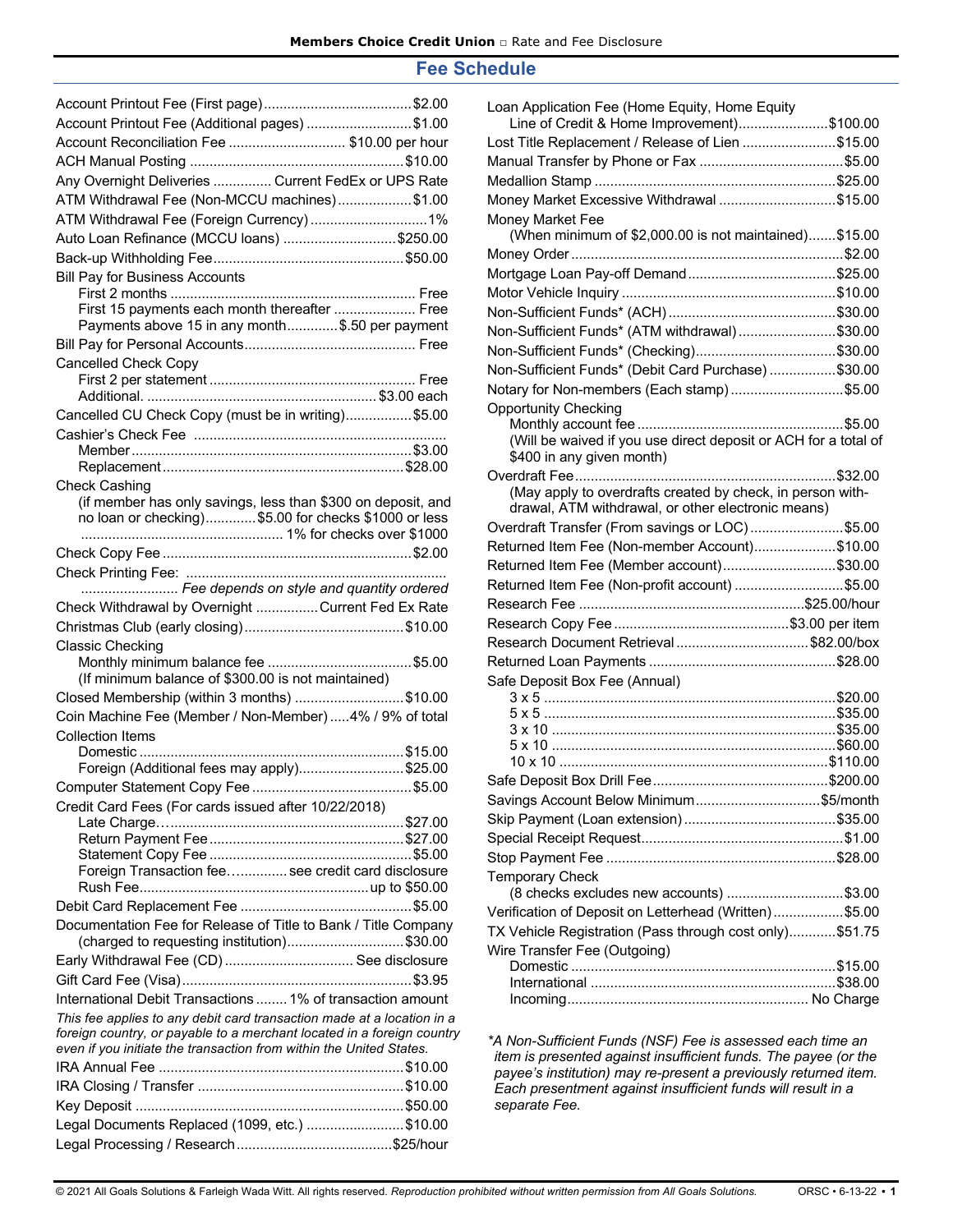## Fee Schedule

| | |
|---|---|
| Account Printout Fee (First page) | $2.00 |
| Account Printout Fee (Additional pages) | $1.00 |
| Account Reconciliation Fee | $10.00 per hour |
| ACH Manual Posting | $10.00 |
| Any Overnight Deliveries | Current FedEx or UPS Rate |
| ATM Withdrawal Fee (Non-MCCU machines) | $1.00 |
| ATM Withdrawal Fee (Foreign Currency) | 1% |
| Auto Loan Refinance (MCCU loans) | $250.00 |
| Back-up Withholding Fee | $50.00 |
| Bill Pay for Business Accounts | |
| First 2 months | Free |
| First 15 payments each month thereafter | Free |
| Payments above 15 in any month | $.50 per payment |
| Bill Pay for Personal Accounts | Free |
| Cancelled Check Copy | |
| First 2 per statement | Free |
| Additional. | $3.00 each |
| Cancelled CU Check Copy (must be in writing) | $5.00 |
| Cashier's Check Fee | |
| Member | $3.00 |
| Replacement | $28.00 |
| Check Cashing (if member has only savings, less than $300 on deposit, and no loan or checking) | $5.00 for checks $1000 or less |
| | 1% for checks over $1000 |
| Check Copy Fee | $2.00 |
| Check Printing Fee: | *Fee depends on style and quantity ordered* |
| Check Withdrawal by Overnight | Current Fed Ex Rate |
| Christmas Club (early closing) | $10.00 |
| Classic Checking | |
| Monthly minimum balance fee (If minimum balance of $300.00 is not maintained) | $5.00 |
| Closed Membership (within 3 months) | $10.00 |
| Coin Machine Fee (Member / Non-Member) | 4% / 9% of total |
| Collection Items | |
| Domestic | $15.00 |
| Foreign (Additional fees may apply) | $25.00 |
| Computer Statement Copy Fee | $5.00 |
| Credit Card Fees (For cards issued after 10/22/2018) | |
| Late Charge… | $27.00 |
| Return Payment Fee | $27.00 |
| Statement Copy Fee | $5.00 |
| Foreign Transaction fee… | see credit card disclosure |
| Rush Fee | up to $50.00 |
| Debit Card Replacement Fee | $5.00 |
| Documentation Fee for Release of Title to Bank / Title Company (charged to requesting institution) | $30.00 |
| Early Withdrawal Fee (CD) | See disclosure |
| Gift Card Fee (Visa) | $3.95 |
| International Debit Transactions | 1% of transaction amount |

*This fee applies to any debit card transaction made at a location in a foreign country, or payable to a merchant located in a foreign country even if you initiate the transaction from within the United States.*

| | |
|---|---|
| IRA Annual Fee | $10.00 |
| IRA Closing / Transfer | $10.00 |
| Key Deposit | $50.00 |
| Legal Documents Replaced (1099, etc.) | $10.00 |
| Legal Processing / Research | $25/hour |
| Loan Application Fee (Home Equity, Home Equity Line of Credit & Home Improvement) | $100.00 |
| Lost Title Replacement / Release of Lien | $15.00 |
| Manual Transfer by Phone or Fax | $5.00 |
| Medallion Stamp | $25.00 |
| Money Market Excessive Withdrawal | $15.00 |
| Money Market Fee (When minimum of $2,000.00 is not maintained) | $15.00 |
| Money Order | $2.00 |
| Mortgage Loan Pay-off Demand | $25.00 |
| Motor Vehicle Inquiry | $10.00 |
| Non-Sufficient Funds* (ACH) | $30.00 |
| Non-Sufficient Funds* (ATM withdrawal) | $30.00 |
| Non-Sufficient Funds* (Checking) | $30.00 |
| Non-Sufficient Funds* (Debit Card Purchase) | $30.00 |
| Notary for Non-members (Each stamp) | $5.00 |
| Opportunity Checking | |
| Monthly account fee (Will be waived if you use direct deposit or ACH for a total of $400 in any given month) | $5.00 |
| Overdraft Fee (May apply to overdrafts created by check, in person withdrawal, ATM withdrawal, or other electronic means) | $32.00 |
| Overdraft Transfer (From savings or LOC) | $5.00 |
| Returned Item Fee (Non-member Account) | $10.00 |
| Returned Item Fee (Member account) | $30.00 |
| Returned Item Fee (Non-profit account) | $5.00 |
| Research Fee | $25.00/hour |
| Research Copy Fee | $3.00 per item |
| Research Document Retrieval | $82.00/box |
| Returned Loan Payments | $28.00 |
| Safe Deposit Box Fee (Annual) | |
| 3 x 5 | $20.00 |
| 5 x 5 | $35.00 |
| 3 x 10 | $35.00 |
| 5 x 10 | $60.00 |
| 10 x 10 | $110.00 |
| Safe Deposit Box Drill Fee | $200.00 |
| Savings Account Below Minimum | $5/month |
| Skip Payment (Loan extension) | $35.00 |
| Special Receipt Request | $1.00 |
| Stop Payment Fee | $28.00 |
| Temporary Check (8 checks excludes new accounts) | $3.00 |
| Verification of Deposit on Letterhead (Written) | $5.00 |
| TX Vehicle Registration (Pass through cost only) | $51.75 |
| Wire Transfer Fee (Outgoing) | |
| Domestic | $15.00 |
| International | $38.00 |
| Incoming | No Charge |

*\*A Non-Sufficient Funds (NSF) Fee is assessed each time an item is presented against insufficient funds. The payee (or the payee's institution) may re-present a previously returned item. Each presentment against insufficient funds will result in a separate Fee.*